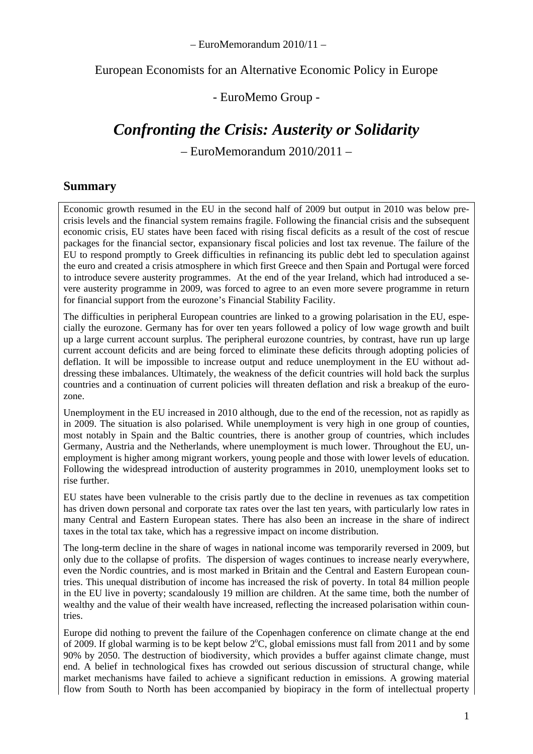– EuroMemorandum 2010/11 –

European Economists for an Alternative Economic Policy in Europe

- EuroMemo Group -

# *Confronting the Crisis: Austerity or Solidarity*

– EuroMemorandum 2010/2011 –

## Summary

Economic growth resumed in the EU in the second half of 2009 but output in 2010 was below pre-crisis levels and the financial system remains fragile. Following the financial crisis and the subsequent economic crisis, EU states have been faced with rising fiscal deficits as a result of the cost of rescue packages for the financial sector, expansionary fiscal policies and lost tax revenue. The failure of the EU to respond promptly to Greek difficulties in refinancing its public debt led to speculation against the euro and created a crisis atmosphere in which first Greece and then Spain and Portugal were forced to introduce severe austerity programmes. At the end of the year Ireland, which had introduced a severe austerity programme in 2009, was forced to agree to an even more severe programme in return for financial support from the eurozone's Financial Stability Facility.

The difficulties in peripheral European countries are linked to a growing polarisation in the EU, especially the eurozone. Germany has for over ten years followed a policy of low wage growth and built up a large current account surplus. The peripheral eurozone countries, by contrast, have run up large current account deficits and are being forced to eliminate these deficits through adopting policies of deflation. It will be impossible to increase output and reduce unemployment in the EU without addressing these imbalances. Ultimately, the weakness of the deficit countries will hold back the surplus countries and a continuation of current policies will threaten deflation and risk a breakup of the eurozone.

Unemployment in the EU increased in 2010 although, due to the end of the recession, not as rapidly as in 2009. The situation is also polarised. While unemployment is very high in one group of counties, most notably in Spain and the Baltic countries, there is another group of countries, which includes Germany, Austria and the Netherlands, where unemployment is much lower. Throughout the EU, unemployment is higher among migrant workers, young people and those with lower levels of education. Following the widespread introduction of austerity programmes in 2010, unemployment looks set to rise further.

EU states have been vulnerable to the crisis partly due to the decline in revenues as tax competition has driven down personal and corporate tax rates over the last ten years, with particularly low rates in many Central and Eastern European states. There has also been an increase in the share of indirect taxes in the total tax take, which has a regressive impact on income distribution.

The long-term decline in the share of wages in national income was temporarily reversed in 2009, but only due to the collapse of profits. The dispersion of wages continues to increase nearly everywhere, even the Nordic countries, and is most marked in Britain and the Central and Eastern European countries. This unequal distribution of income has increased the risk of poverty. In total 84 million people in the EU live in poverty; scandalously 19 million are children. At the same time, both the number of wealthy and the value of their wealth have increased, reflecting the increased polarisation within countries.

Europe did nothing to prevent the failure of the Copenhagen conference on climate change at the end of 2009. If global warming is to be kept below $2^oC$, global emissions must fall from 2011 and by some 90% by 2050. The destruction of biodiversity, which provides a buffer against climate change, must end. A belief in technological fixes has crowded out serious discussion of structural change, while market mechanisms have failed to achieve a significant reduction in emissions. A growing material flow from South to North has been accompanied by biopiracy in the form of intellectual property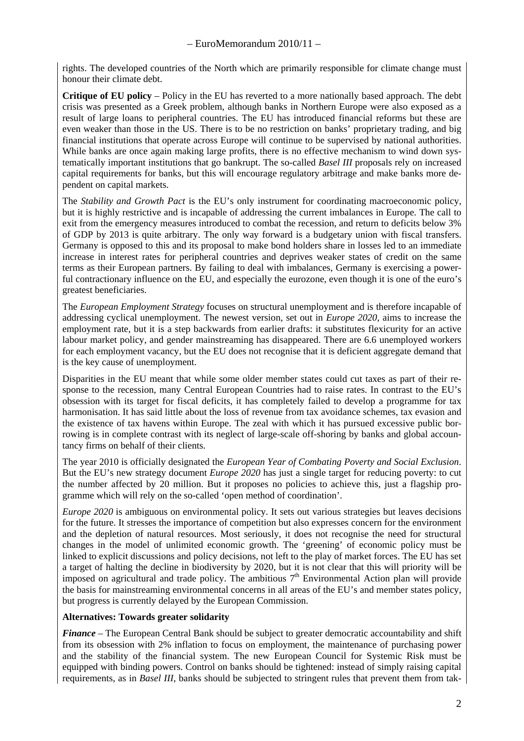rights. The developed countries of the North which are primarily responsible for climate change must honour their climate debt.

**Critique of EU policy** – Policy in the EU has reverted to a more nationally based approach. The debt crisis was presented as a Greek problem, although banks in Northern Europe were also exposed as a result of large loans to peripheral countries. The EU has introduced financial reforms but these are even weaker than those in the US. There is to be no restriction on banks' proprietary trading, and big financial institutions that operate across Europe will continue to be supervised by national authorities. While banks are once again making large profits, there is no effective mechanism to wind down systematically important institutions that go bankrupt. The so-called *Basel III* proposals rely on increased capital requirements for banks, but this will encourage regulatory arbitrage and make banks more dependent on capital markets.

The *Stability and Growth Pact* is the EU's only instrument for coordinating macroeconomic policy, but it is highly restrictive and is incapable of addressing the current imbalances in Europe. The call to exit from the emergency measures introduced to combat the recession, and return to deficits below 3% of GDP by 2013 is quite arbitrary. The only way forward is a budgetary union with fiscal transfers. Germany is opposed to this and its proposal to make bond holders share in losses led to an immediate increase in interest rates for peripheral countries and deprives weaker states of credit on the same terms as their European partners. By failing to deal with imbalances, Germany is exercising a powerful contractionary influence on the EU, and especially the eurozone, even though it is one of the euro's greatest beneficiaries.

The *European Employment Strategy* focuses on structural unemployment and is therefore incapable of addressing cyclical unemployment. The newest version, set out in *Europe 2020,* aims to increase the employment rate, but it is a step backwards from earlier drafts: it substitutes flexicurity for an active labour market policy, and gender mainstreaming has disappeared. There are 6.6 unemployed workers for each employment vacancy, but the EU does not recognise that it is deficient aggregate demand that is the key cause of unemployment.

Disparities in the EU meant that while some older member states could cut taxes as part of their response to the recession, many Central European Countries had to raise rates. In contrast to the EU's obsession with its target for fiscal deficits, it has completely failed to develop a programme for tax harmonisation. It has said little about the loss of revenue from tax avoidance schemes, tax evasion and the existence of tax havens within Europe. The zeal with which it has pursued excessive public borrowing is in complete contrast with its neglect of large-scale off-shoring by banks and global accountancy firms on behalf of their clients.

The year 2010 is officially designated the *European Year of Combating Poverty and Social Exclusion*. But the EU's new strategy document *Europe 2020* has just a single target for reducing poverty: to cut the number affected by 20 million. But it proposes no policies to achieve this, just a flagship programme which will rely on the so-called 'open method of coordination'.

*Europe 2020* is ambiguous on environmental policy. It sets out various strategies but leaves decisions for the future. It stresses the importance of competition but also expresses concern for the environment and the depletion of natural resources. Most seriously, it does not recognise the need for structural changes in the model of unlimited economic growth. The 'greening' of economic policy must be linked to explicit discussions and policy decisions, not left to the play of market forces. The EU has set a target of halting the decline in biodiversity by 2020, but it is not clear that this will priority will be imposed on agricultural and trade policy. The ambitious 7th Environmental Action plan will provide the basis for mainstreaming environmental concerns in all areas of the EU's and member states policy, but progress is currently delayed by the European Commission.

**Alternatives: Towards greater solidarity**

***Finance*** – The European Central Bank should be subject to greater democratic accountability and shift from its obsession with 2% inflation to focus on employment, the maintenance of purchasing power and the stability of the financial system. The new European Council for Systemic Risk must be equipped with binding powers. Control on banks should be tightened: instead of simply raising capital requirements, as in *Basel III*, banks should be subjected to stringent rules that prevent them from tak-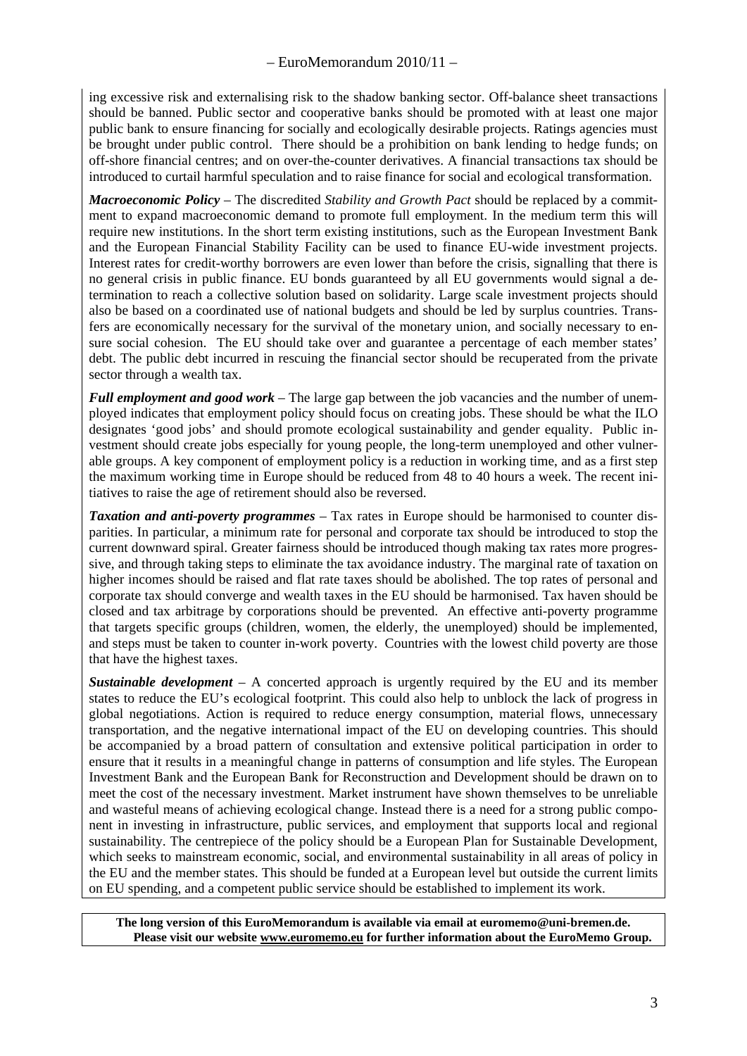ing excessive risk and externalising risk to the shadow banking sector. Off-balance sheet transactions should be banned. Public sector and cooperative banks should be promoted with at least one major public bank to ensure financing for socially and ecologically desirable projects. Ratings agencies must be brought under public control. There should be a prohibition on bank lending to hedge funds; on off-shore financial centres; and on over-the-counter derivatives. A financial transactions tax should be introduced to curtail harmful speculation and to raise finance for social and ecological transformation.

***Macroeconomic Policy*** – The discredited *Stability and Growth Pact* should be replaced by a commitment to expand macroeconomic demand to promote full employment. In the medium term this will require new institutions. In the short term existing institutions, such as the European Investment Bank and the European Financial Stability Facility can be used to finance EU-wide investment projects. Interest rates for credit-worthy borrowers are even lower than before the crisis, signalling that there is no general crisis in public finance. EU bonds guaranteed by all EU governments would signal a determination to reach a collective solution based on solidarity. Large scale investment projects should also be based on a coordinated use of national budgets and should be led by surplus countries. Transfers are economically necessary for the survival of the monetary union, and socially necessary to ensure social cohesion. The EU should take over and guarantee a percentage of each member states' debt. The public debt incurred in rescuing the financial sector should be recuperated from the private sector through a wealth tax.

***Full employment and good work*** – The large gap between the job vacancies and the number of unemployed indicates that employment policy should focus on creating jobs. These should be what the ILO designates 'good jobs' and should promote ecological sustainability and gender equality. Public investment should create jobs especially for young people, the long-term unemployed and other vulnerable groups. A key component of employment policy is a reduction in working time, and as a first step the maximum working time in Europe should be reduced from 48 to 40 hours a week. The recent initiatives to raise the age of retirement should also be reversed.

***Taxation and anti-poverty programmes*** – Tax rates in Europe should be harmonised to counter disparities. In particular, a minimum rate for personal and corporate tax should be introduced to stop the current downward spiral. Greater fairness should be introduced though making tax rates more progressive, and through taking steps to eliminate the tax avoidance industry. The marginal rate of taxation on higher incomes should be raised and flat rate taxes should be abolished. The top rates of personal and corporate tax should converge and wealth taxes in the EU should be harmonised. Tax haven should be closed and tax arbitrage by corporations should be prevented. An effective anti-poverty programme that targets specific groups (children, women, the elderly, the unemployed) should be implemented, and steps must be taken to counter in-work poverty. Countries with the lowest child poverty are those that have the highest taxes.

***Sustainable development*** – A concerted approach is urgently required by the EU and its member states to reduce the EU's ecological footprint. This could also help to unblock the lack of progress in global negotiations. Action is required to reduce energy consumption, material flows, unnecessary transportation, and the negative international impact of the EU on developing countries. This should be accompanied by a broad pattern of consultation and extensive political participation in order to ensure that it results in a meaningful change in patterns of consumption and life styles. The European Investment Bank and the European Bank for Reconstruction and Development should be drawn on to meet the cost of the necessary investment. Market instrument have shown themselves to be unreliable and wasteful means of achieving ecological change. Instead there is a need for a strong public component in investing in infrastructure, public services, and employment that supports local and regional sustainability. The centrepiece of the policy should be a European Plan for Sustainable Development, which seeks to mainstream economic, social, and environmental sustainability in all areas of policy in the EU and the member states. This should be funded at a European level but outside the current limits on EU spending, and a competent public service should be established to implement its work.

**The long version of this EuroMemorandum is available via email at euromemo@uni-bremen.de. Please visit our website www.euromemo.eu for further information about the EuroMemo Group.**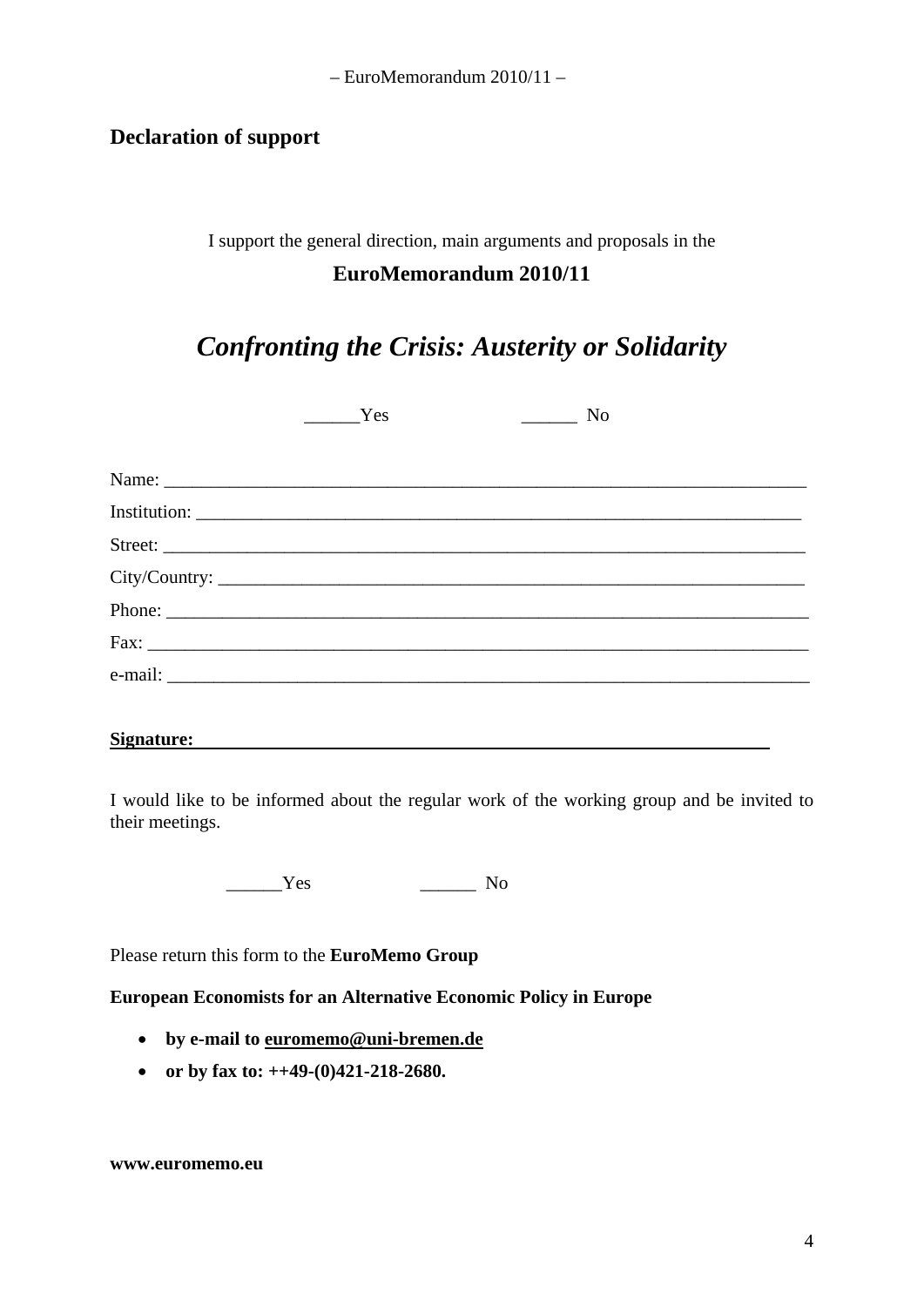## Declaration of support

I support the general direction, main arguments and proposals in the

**EuroMemorandum 2010/11**

# *Confronting the Crisis: Austerity or Solidarity*

______Yes ______ No

Name: ______________________________________________________________________

Institution: __________________________________________________________________

Street: ______________________________________________________________________

City/Country: _________________________________________________________________

Phone: ______________________________________________________________________

Fax: ________________________________________________________________________

e-mail: ______________________________________________________________________

**Signature:** ______________________________________________________________

I would like to be informed about the regular work of the working group and be invited to their meetings.

______Yes ______ No

Please return this form to the **EuroMemo Group**

**European Economists for an Alternative Economic Policy in Europe**

- **by e-mail to euromemo@uni-bremen.de**
- **or by fax to: ++49-(0)421-218-2680.**

**www.euromemo.eu**